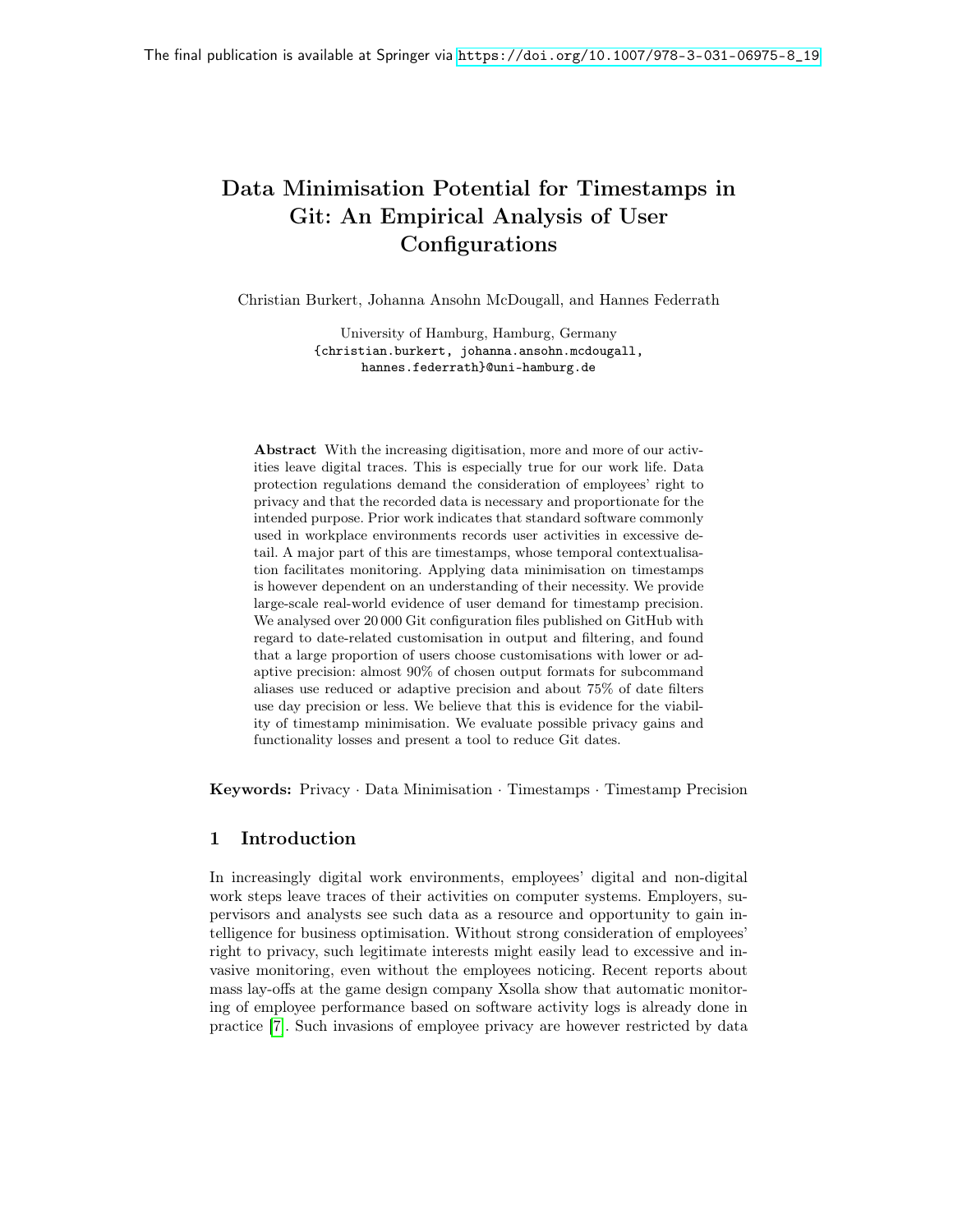The final publication is available at Springer via https://doi.org/10.1007/978-3-031-06975-8_19

# Data Minimisation Potential for Timestamps in Git: An Empirical Analysis of User Configurations

Christian Burkert, Johanna Ansohn McDougall, and Hannes Federrath

University of Hamburg, Hamburg, Germany
{christian.burkert, johanna.ansohn.mcdougall, hannes.federrath}@uni-hamburg.de

**Abstract** With the increasing digitisation, more and more of our activities leave digital traces. This is especially true for our work life. Data protection regulations demand the consideration of employees' right to privacy and that the recorded data is necessary and proportionate for the intended purpose. Prior work indicates that standard software commonly used in workplace environments records user activities in excessive detail. A major part of this are timestamps, whose temporal contextualisation facilitates monitoring. Applying data minimisation on timestamps is however dependent on an understanding of their necessity. We provide large-scale real-world evidence of user demand for timestamp precision. We analysed over 20 000 Git configuration files published on GitHub with regard to date-related customisation in output and filtering, and found that a large proportion of users choose customisations with lower or adaptive precision: almost 90% of chosen output formats for subcommand aliases use reduced or adaptive precision and about 75% of date filters use day precision or less. We believe that this is evidence for the viability of timestamp minimisation. We evaluate possible privacy gains and functionality losses and present a tool to reduce Git dates.

**Keywords:** Privacy · Data Minimisation · Timestamps · Timestamp Precision

## 1 Introduction

In increasingly digital work environments, employees' digital and non-digital work steps leave traces of their activities on computer systems. Employers, supervisors and analysts see such data as a resource and opportunity to gain intelligence for business optimisation. Without strong consideration of employees' right to privacy, such legitimate interests might easily lead to excessive and invasive monitoring, even without the employees noticing. Recent reports about mass lay-offs at the game design company Xsolla show that automatic monitoring of employee performance based on software activity logs is already done in practice [7]. Such invasions of employee privacy are however restricted by data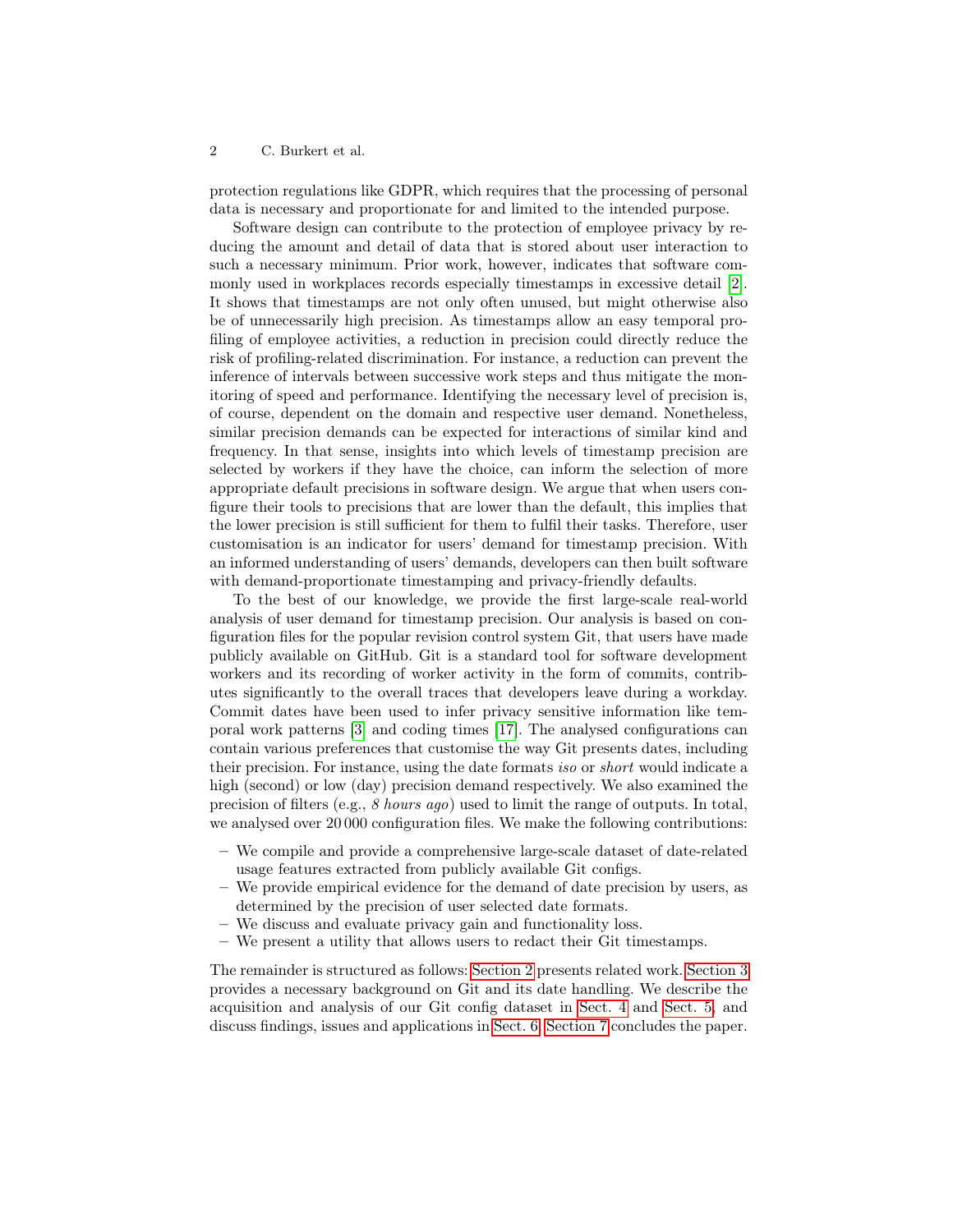protection regulations like GDPR, which requires that the processing of personal data is necessary and proportionate for and limited to the intended purpose.

Software design can contribute to the protection of employee privacy by reducing the amount and detail of data that is stored about user interaction to such a necessary minimum. Prior work, however, indicates that software commonly used in workplaces records especially timestamps in excessive detail [2]. It shows that timestamps are not only often unused, but might otherwise also be of unnecessarily high precision. As timestamps allow an easy temporal profiling of employee activities, a reduction in precision could directly reduce the risk of profiling-related discrimination. For instance, a reduction can prevent the inference of intervals between successive work steps and thus mitigate the monitoring of speed and performance. Identifying the necessary level of precision is, of course, dependent on the domain and respective user demand. Nonetheless, similar precision demands can be expected for interactions of similar kind and frequency. In that sense, insights into which levels of timestamp precision are selected by workers if they have the choice, can inform the selection of more appropriate default precisions in software design. We argue that when users configure their tools to precisions that are lower than the default, this implies that the lower precision is still sufficient for them to fulfil their tasks. Therefore, user customisation is an indicator for users' demand for timestamp precision. With an informed understanding of users' demands, developers can then built software with demand-proportionate timestamping and privacy-friendly defaults.

To the best of our knowledge, we provide the first large-scale real-world analysis of user demand for timestamp precision. Our analysis is based on configuration files for the popular revision control system Git, that users have made publicly available on GitHub. Git is a standard tool for software development workers and its recording of worker activity in the form of commits, contributes significantly to the overall traces that developers leave during a workday. Commit dates have been used to infer privacy sensitive information like temporal work patterns [3] and coding times [17]. The analysed configurations can contain various preferences that customise the way Git presents dates, including their precision. For instance, using the date formats *iso* or *short* would indicate a high (second) or low (day) precision demand respectively. We also examined the precision of filters (e.g., *8 hours ago*) used to limit the range of outputs. In total, we analysed over 20 000 configuration files. We make the following contributions:

- We compile and provide a comprehensive large-scale dataset of date-related usage features extracted from publicly available Git configs.
- We provide empirical evidence for the demand of date precision by users, as determined by the precision of user selected date formats.
- We discuss and evaluate privacy gain and functionality loss.
- We present a utility that allows users to redact their Git timestamps.

The remainder is structured as follows: Section 2 presents related work. Section 3 provides a necessary background on Git and its date handling. We describe the acquisition and analysis of our Git config dataset in Sect. 4 and Sect. 5, and discuss findings, issues and applications in Sect. 6. Section 7 concludes the paper.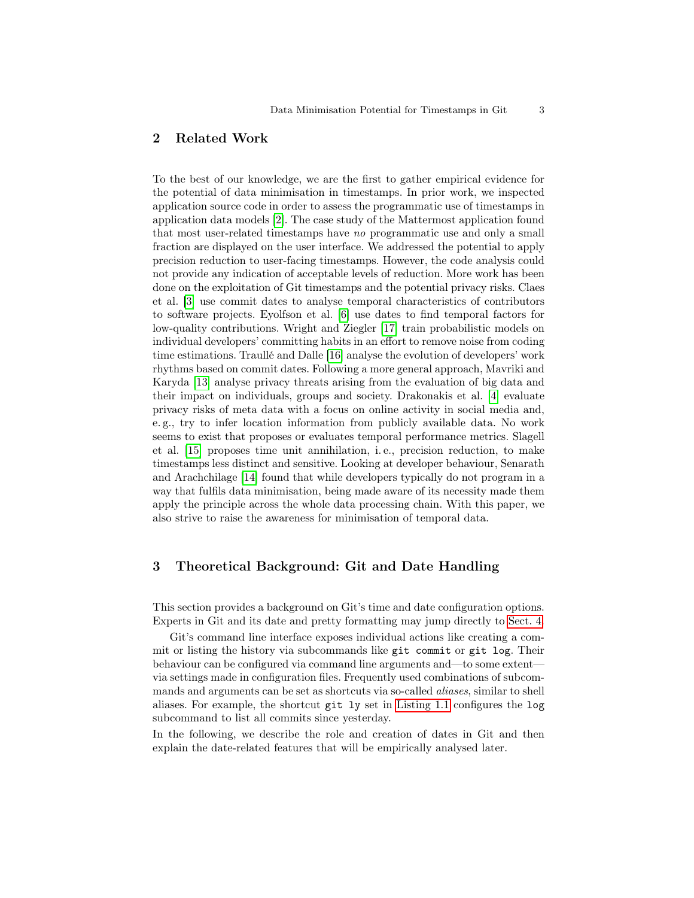## 2 Related Work

To the best of our knowledge, we are the first to gather empirical evidence for the potential of data minimisation in timestamps. In prior work, we inspected application source code in order to assess the programmatic use of timestamps in application data models [2]. The case study of the Mattermost application found that most user-related timestamps have *no* programmatic use and only a small fraction are displayed on the user interface. We addressed the potential to apply precision reduction to user-facing timestamps. However, the code analysis could not provide any indication of acceptable levels of reduction. More work has been done on the exploitation of Git timestamps and the potential privacy risks. Claes et al. [3] use commit dates to analyse temporal characteristics of contributors to software projects. Eyolfson et al. [6] use dates to find temporal factors for low-quality contributions. Wright and Ziegler [17] train probabilistic models on individual developers' committing habits in an effort to remove noise from coding time estimations. Traullé and Dalle [16] analyse the evolution of developers' work rhythms based on commit dates. Following a more general approach, Mavriki and Karyda [13] analyse privacy threats arising from the evaluation of big data and their impact on individuals, groups and society. Drakonakis et al. [4] evaluate privacy risks of meta data with a focus on online activity in social media and, e.g., try to infer location information from publicly available data. No work seems to exist that proposes or evaluates temporal performance metrics. Slagell et al. [15] proposes time unit annihilation, i.e., precision reduction, to make timestamps less distinct and sensitive. Looking at developer behaviour, Senarath and Arachchilage [14] found that while developers typically do not program in a way that fulfils data minimisation, being made aware of its necessity made them apply the principle across the whole data processing chain. With this paper, we also strive to raise the awareness for minimisation of temporal data.

## 3 Theoretical Background: Git and Date Handling

This section provides a background on Git's time and date configuration options. Experts in Git and its date and pretty formatting may jump directly to Sect. 4.

Git's command line interface exposes individual actions like creating a commit or listing the history via subcommands like `git commit` or `git log`. Their behaviour can be configured via command line arguments and—to some extent—via settings made in configuration files. Frequently used combinations of subcommands and arguments can be set as shortcuts via so-called *aliases*, similar to shell aliases. For example, the shortcut `git ly` set in Listing 1.1 configures the `log` subcommand to list all commits since yesterday.

In the following, we describe the role and creation of dates in Git and then explain the date-related features that will be empirically analysed later.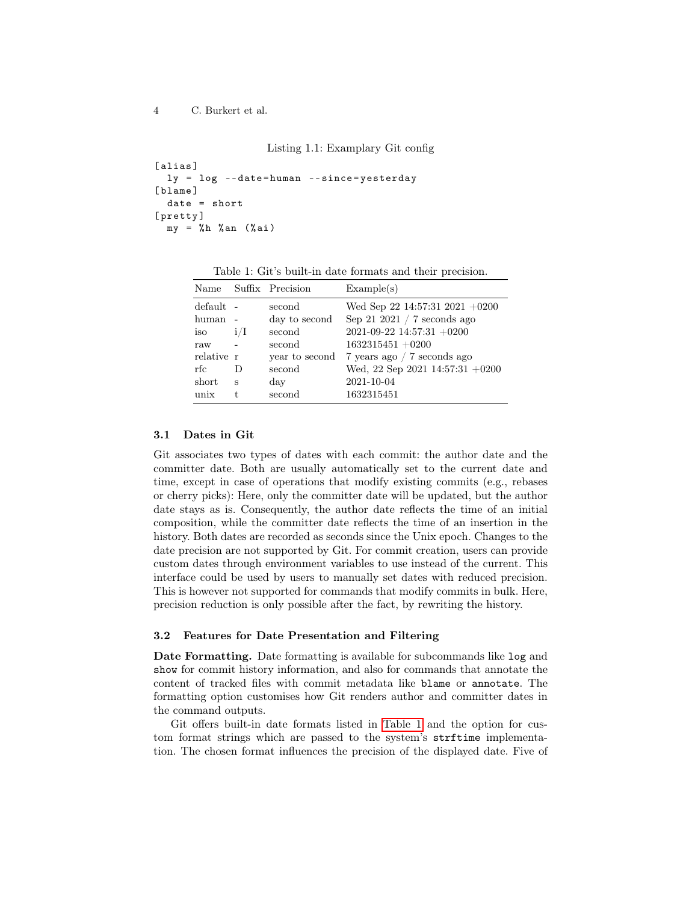Listing 1.1: Examplary Git config

```
[alias]
  ly = log --date=human --since=yesterday
[blame]
  date = short
[pretty]
  my = %h %an (%ai)
```

Table 1: Git's built-in date formats and their precision.

| Name | Suffix | Precision | Example(s) |
|---|---|---|---|
| default | - | second | Wed Sep 22 14:57:31 2021 +0200 |
| human | - | day to second | Sep 21 2021 / 7 seconds ago |
| iso | i/I | second | 2021-09-22 14:57:31 +0200 |
| raw | - | second | 1632315451 +0200 |
| relative | r | year to second | 7 years ago / 7 seconds ago |
| rfc | D | second | Wed, 22 Sep 2021 14:57:31 +0200 |
| short | s | day | 2021-10-04 |
| unix | t | second | 1632315451 |

### 3.1 Dates in Git

Git associates two types of dates with each commit: the author date and the committer date. Both are usually automatically set to the current date and time, except in case of operations that modify existing commits (e.g., rebases or cherry picks): Here, only the committer date will be updated, but the author date stays as is. Consequently, the author date reflects the time of an initial composition, while the committer date reflects the time of an insertion in the history. Both dates are recorded as seconds since the Unix epoch. Changes to the date precision are not supported by Git. For commit creation, users can provide custom dates through environment variables to use instead of the current. This interface could be used by users to manually set dates with reduced precision. This is however not supported for commands that modify commits in bulk. Here, precision reduction is only possible after the fact, by rewriting the history.

### 3.2 Features for Date Presentation and Filtering

**Date Formatting.** Date formatting is available for subcommands like `log` and `show` for commit history information, and also for commands that annotate the content of tracked files with commit metadata like `blame` or `annotate`. The formatting option customises how Git renders author and committer dates in the command outputs.

Git offers built-in date formats listed in Table 1 and the option for custom format strings which are passed to the system's `strftime` implementation. The chosen format influences the precision of the displayed date. Five of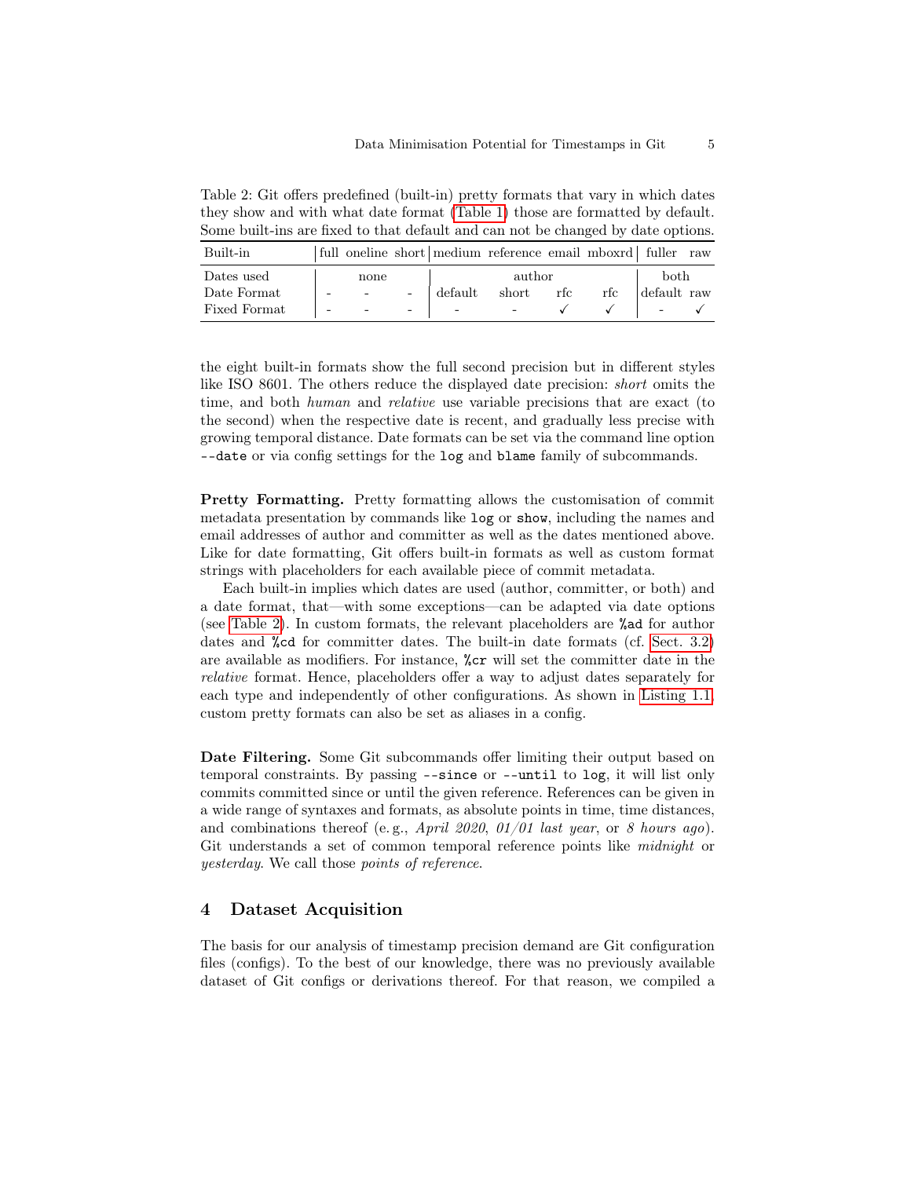Table 2: Git offers predefined (built-in) pretty formats that vary in which dates they show and with what date format (Table 1) those are formatted by default. Some built-ins are fixed to that default and can not be changed by date options.

| Built-in | full | oneline | short | medium | reference | email | mboxrd | fuller | raw |
|---|---|---|---|---|---|---|---|---|---|
| Dates used | | none | | | author | | | both | |
| Date Format | - | - | - | default | short | rfc | rfc | default | raw |
| Fixed Format | - | - | - | - | - | ✓ | ✓ | - | ✓ |

the eight built-in formats show the full second precision but in different styles like ISO 8601. The others reduce the displayed date precision: *short* omits the time, and both *human* and *relative* use variable precisions that are exact (to the second) when the respective date is recent, and gradually less precise with growing temporal distance. Date formats can be set via the command line option `--date` or via config settings for the `log` and `blame` family of subcommands.

**Pretty Formatting.** Pretty formatting allows the customisation of commit metadata presentation by commands like `log` or `show`, including the names and email addresses of author and committer as well as the dates mentioned above. Like for date formatting, Git offers built-in formats as well as custom format strings with placeholders for each available piece of commit metadata.

Each built-in implies which dates are used (author, committer, or both) and a date format, that—with some exceptions—can be adapted via date options (see Table 2). In custom formats, the relevant placeholders are `%ad` for author dates and `%cd` for committer dates. The built-in date formats (cf. Sect. 3.2) are available as modifiers. For instance, `%cr` will set the committer date in the *relative* format. Hence, placeholders offer a way to adjust dates separately for each type and independently of other configurations. As shown in Listing 1.1, custom pretty formats can also be set as aliases in a config.

**Date Filtering.** Some Git subcommands offer limiting their output based on temporal constraints. By passing `--since` or `--until` to `log`, it will list only commits committed since or until the given reference. References can be given in a wide range of syntaxes and formats, as absolute points in time, time distances, and combinations thereof (e. g., *April 2020*, *01/01 last year*, or *8 hours ago*). Git understands a set of common temporal reference points like *midnight* or *yesterday*. We call those *points of reference*.

## 4 Dataset Acquisition

The basis for our analysis of timestamp precision demand are Git configuration files (configs). To the best of our knowledge, there was no previously available dataset of Git configs or derivations thereof. For that reason, we compiled a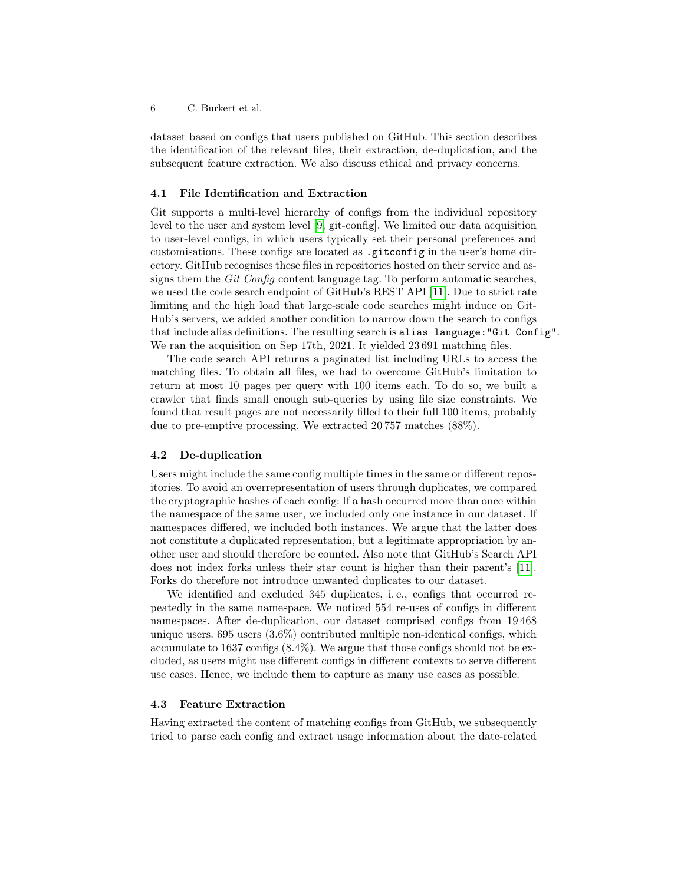dataset based on configs that users published on GitHub. This section describes the identification of the relevant files, their extraction, de-duplication, and the subsequent feature extraction. We also discuss ethical and privacy concerns.

### 4.1 File Identification and Extraction

Git supports a multi-level hierarchy of configs from the individual repository level to the user and system level [9, git-config]. We limited our data acquisition to user-level configs, in which users typically set their personal preferences and customisations. These configs are located as `.gitconfig` in the user's home directory. GitHub recognises these files in repositories hosted on their service and assigns them the *Git Config* content language tag. To perform automatic searches, we used the code search endpoint of GitHub's REST API [11]. Due to strict rate limiting and the high load that large-scale code searches might induce on GitHub's servers, we added another condition to narrow down the search to configs that include alias definitions. The resulting search is `alias language:"Git Config"`. We ran the acquisition on Sep 17th, 2021. It yielded 23 691 matching files.

The code search API returns a paginated list including URLs to access the matching files. To obtain all files, we had to overcome GitHub's limitation to return at most 10 pages per query with 100 items each. To do so, we built a crawler that finds small enough sub-queries by using file size constraints. We found that result pages are not necessarily filled to their full 100 items, probably due to pre-emptive processing. We extracted 20 757 matches (88%).

### 4.2 De-duplication

Users might include the same config multiple times in the same or different repositories. To avoid an overrepresentation of users through duplicates, we compared the cryptographic hashes of each config: If a hash occurred more than once within the namespace of the same user, we included only one instance in our dataset. If namespaces differed, we included both instances. We argue that the latter does not constitute a duplicated representation, but a legitimate appropriation by another user and should therefore be counted. Also note that GitHub's Search API does not index forks unless their star count is higher than their parent's [11]. Forks do therefore not introduce unwanted duplicates to our dataset.

We identified and excluded 345 duplicates, i. e., configs that occurred repeatedly in the same namespace. We noticed 554 re-uses of configs in different namespaces. After de-duplication, our dataset comprised configs from 19 468 unique users. 695 users (3.6%) contributed multiple non-identical configs, which accumulate to 1637 configs (8.4%). We argue that those configs should not be excluded, as users might use different configs in different contexts to serve different use cases. Hence, we include them to capture as many use cases as possible.

### 4.3 Feature Extraction

Having extracted the content of matching configs from GitHub, we subsequently tried to parse each config and extract usage information about the date-related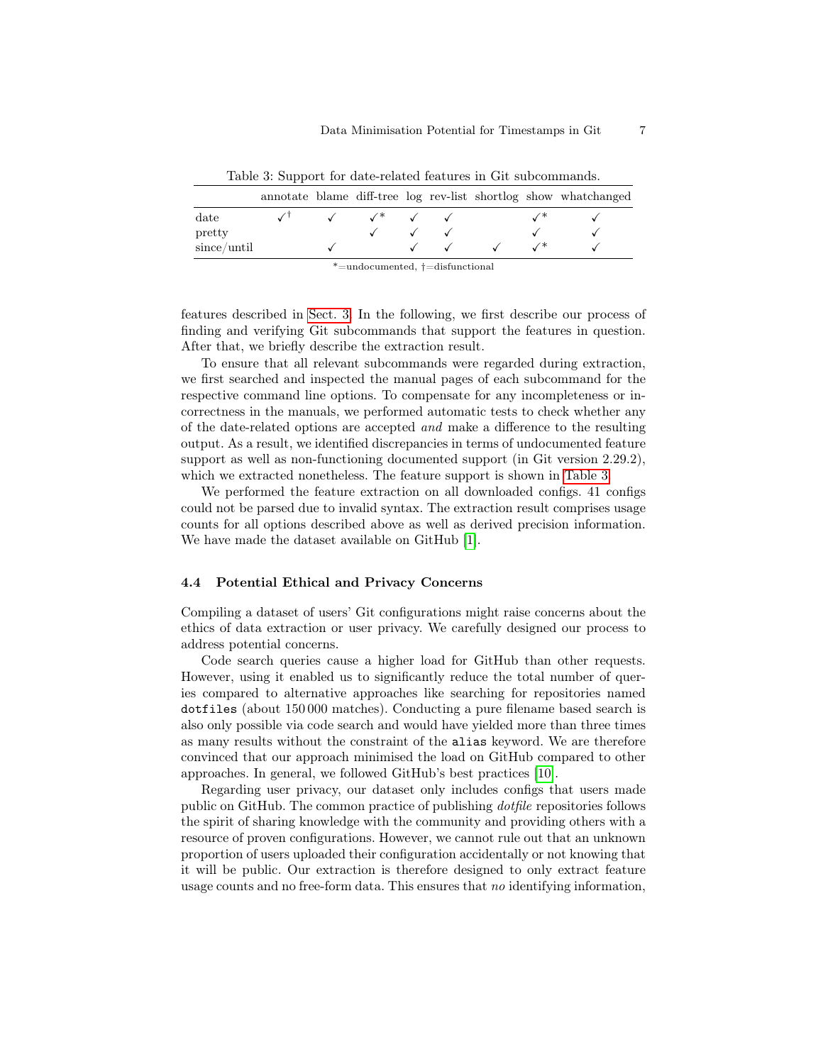Table 3: Support for date-related features in Git subcommands.

| | annotate | blame | diff-tree | log | rev-list | shortlog | show | whatchanged |
|---|---|---|---|---|---|---|---|---|
| date | ✓† | ✓ | ✓* | ✓ | ✓ | | ✓* | ✓ |
| pretty | | | ✓ | ✓ | ✓ | | ✓ | ✓ |
| since/until | | ✓ | | ✓ | ✓ | ✓ | ✓* | ✓ |

*=undocumented, †=disfunctional

features described in Sect. 3. In the following, we first describe our process of finding and verifying Git subcommands that support the features in question. After that, we briefly describe the extraction result.

To ensure that all relevant subcommands were regarded during extraction, we first searched and inspected the manual pages of each subcommand for the respective command line options. To compensate for any incompleteness or incorrectness in the manuals, we performed automatic tests to check whether any of the date-related options are accepted *and* make a difference to the resulting output. As a result, we identified discrepancies in terms of undocumented feature support as well as non-functioning documented support (in Git version 2.29.2), which we extracted nonetheless. The feature support is shown in Table 3.

We performed the feature extraction on all downloaded configs. 41 configs could not be parsed due to invalid syntax. The extraction result comprises usage counts for all options described above as well as derived precision information. We have made the dataset available on GitHub [1].

### 4.4 Potential Ethical and Privacy Concerns

Compiling a dataset of users' Git configurations might raise concerns about the ethics of data extraction or user privacy. We carefully designed our process to address potential concerns.

Code search queries cause a higher load for GitHub than other requests. However, using it enabled us to significantly reduce the total number of queries compared to alternative approaches like searching for repositories named `dotfiles` (about 150 000 matches). Conducting a pure filename based search is also only possible via code search and would have yielded more than three times as many results without the constraint of the `alias` keyword. We are therefore convinced that our approach minimised the load on GitHub compared to other approaches. In general, we followed GitHub's best practices [10].

Regarding user privacy, our dataset only includes configs that users made public on GitHub. The common practice of publishing *dotfile* repositories follows the spirit of sharing knowledge with the community and providing others with a resource of proven configurations. However, we cannot rule out that an unknown proportion of users uploaded their configuration accidentally or not knowing that it will be public. Our extraction is therefore designed to only extract feature usage counts and no free-form data. This ensures that *no* identifying information,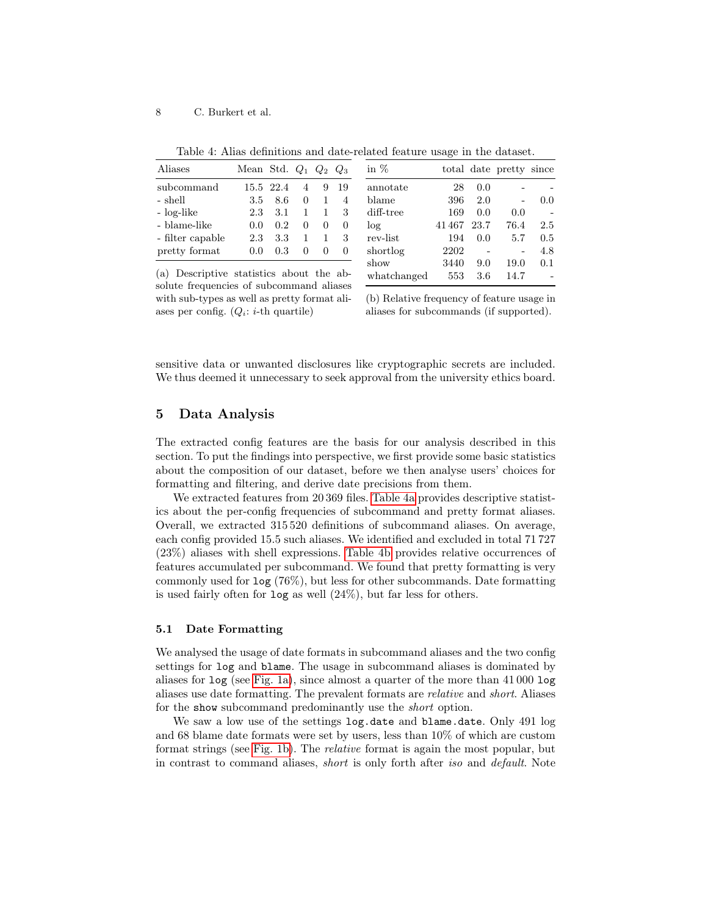Table 4: Alias definitions and date-related feature usage in the dataset.

| Aliases | Mean | Std. | $Q_1$ | $Q_2$ | $Q_3$ |
|---|---|---|---|---|---|
| subcommand | 15.5 | 22.4 | 4 | 9 | 19 |
| - shell | 3.5 | 8.6 | 0 | 1 | 4 |
| - log-like | 2.3 | 3.1 | 1 | 1 | 3 |
| - blame-like | 0.0 | 0.2 | 0 | 0 | 0 |
| - filter capable | 2.3 | 3.3 | 1 | 1 | 3 |
| pretty format | 0.0 | 0.3 | 0 | 0 | 0 |

(a) Descriptive statistics about the absolute frequencies of subcommand aliases with sub-types as well as pretty format aliases per config. ($Q_i$: $i$-th quartile)

| in % | total | date | pretty | since |
|---|---|---|---|---|
| annotate | 28 | 0.0 | - | - |
| blame | 396 | 2.0 | - | 0.0 |
| diff-tree | 169 | 0.0 | 0.0 | - |
| log | 41 467 | 23.7 | 76.4 | 2.5 |
| rev-list | 194 | 0.0 | 5.7 | 0.5 |
| shortlog | 2202 | - | - | 4.8 |
| show | 3440 | 9.0 | 19.0 | 0.1 |
| whatchanged | 553 | 3.6 | 14.7 | - |

(b) Relative frequency of feature usage in aliases for subcommands (if supported).

sensitive data or unwanted disclosures like cryptographic secrets are included. We thus deemed it unnecessary to seek approval from the university ethics board.

## 5 Data Analysis

The extracted config features are the basis for our analysis described in this section. To put the findings into perspective, we first provide some basic statistics about the composition of our dataset, before we then analyse users' choices for formatting and filtering, and derive date precisions from them.

We extracted features from 20 369 files. Table 4a provides descriptive statistics about the per-config frequencies of subcommand and pretty format aliases. Overall, we extracted 315 520 definitions of subcommand aliases. On average, each config provided 15.5 such aliases. We identified and excluded in total 71 727 (23%) aliases with shell expressions. Table 4b provides relative occurrences of features accumulated per subcommand. We found that pretty formatting is very commonly used for `log` (76%), but less for other subcommands. Date formatting is used fairly often for `log` as well (24%), but far less for others.

### 5.1 Date Formatting

We analysed the usage of date formats in subcommand aliases and the two config settings for `log` and `blame`. The usage in subcommand aliases is dominated by aliases for `log` (see Fig. 1a), since almost a quarter of the more than 41 000 `log` aliases use date formatting. The prevalent formats are *relative* and *short*. Aliases for the `show` subcommand predominantly use the *short* option.

We saw a low use of the settings `log.date` and `blame.date`. Only 491 log and 68 blame date formats were set by users, less than 10% of which are custom format strings (see Fig. 1b). The *relative* format is again the most popular, but in contrast to command aliases, *short* is only forth after *iso* and *default*. Note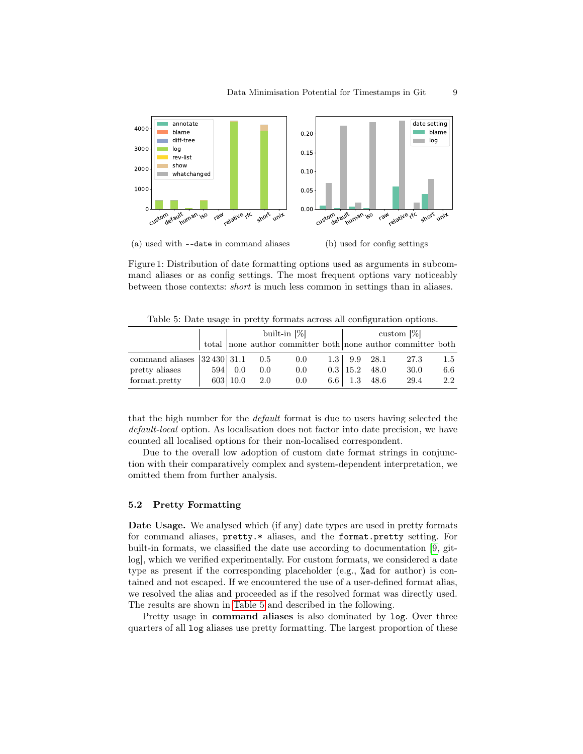(a) used with `--date` in command aliases

(b) used for config settings

Figure 1: Distribution of date formatting options used as arguments in subcommand aliases or as config settings. The most frequent options vary noticeably between those contexts: *short* is much less common in settings than in aliases.

Table 5: Date usage in pretty formats across all configuration options.

| | | built-in [%] | | | | custom [%] | | | |
|---|---|---|---|---|---|---|---|---|---|
| | total | none | author | committer | both | none | author | committer | both |
| command aliases | 32 430 | 31.1 | 0.5 | 0.0 | 1.3 | 9.9 | 28.1 | 27.3 | 1.5 |
| pretty aliases | 594 | 0.0 | 0.0 | 0.0 | 0.3 | 15.2 | 48.0 | 30.0 | 6.6 |
| format.pretty | 603 | 10.0 | 2.0 | 0.0 | 6.6 | 1.3 | 48.6 | 29.4 | 2.2 |

that the high number for the *default* format is due to users having selected the *default-local* option. As localisation does not factor into date precision, we have counted all localised options for their non-localised correspondent.

Due to the overall low adoption of custom date format strings in conjunction with their comparatively complex and system-dependent interpretation, we omitted them from further analysis.

### 5.2 Pretty Formatting

**Date Usage.** We analysed which (if any) date types are used in pretty formats for command aliases, `pretty.*` aliases, and the `format.pretty` setting. For built-in formats, we classified the date use according to documentation [9, git-log], which we verified experimentally. For custom formats, we considered a date type as present if the corresponding placeholder (e.g., `%ad` for author) is contained and not escaped. If we encountered the use of a user-defined format alias, we resolved the alias and proceeded as if the resolved format was directly used. The results are shown in Table 5 and described in the following.

Pretty usage in **command aliases** is also dominated by `log`. Over three quarters of all `log` aliases use pretty formatting. The largest proportion of these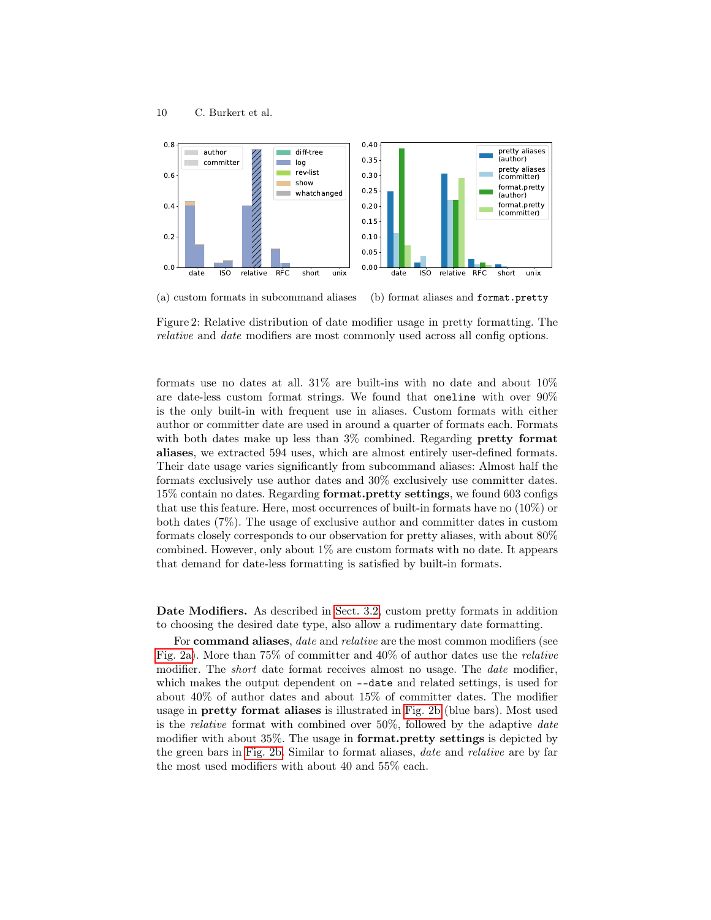(a) custom formats in subcommand aliases

(b) format aliases and `format.pretty`

Figure 2: Relative distribution of date modifier usage in pretty formatting. The *relative* and *date* modifiers are most commonly used across all config options.

formats use no dates at all. 31% are built-ins with no date and about 10% are date-less custom format strings. We found that `oneline` with over 90% is the only built-in with frequent use in aliases. Custom formats with either author or committer date are used in around a quarter of formats each. Formats with both dates make up less than 3% combined. Regarding **pretty format aliases**, we extracted 594 uses, which are almost entirely user-defined formats. Their date usage varies significantly from subcommand aliases: Almost half the formats exclusively use author dates and 30% exclusively use committer dates. 15% contain no dates. Regarding **format.pretty settings**, we found 603 configs that use this feature. Here, most occurrences of built-in formats have no (10%) or both dates (7%). The usage of exclusive author and committer dates in custom formats closely corresponds to our observation for pretty aliases, with about 80% combined. However, only about 1% are custom formats with no date. It appears that demand for date-less formatting is satisfied by built-in formats.

**Date Modifiers.** As described in Sect. 3.2, custom pretty formats in addition to choosing the desired date type, also allow a rudimentary date formatting.

For **command aliases**, *date* and *relative* are the most common modifiers (see Fig. 2a). More than 75% of committer and 40% of author dates use the *relative* modifier. The *short* date format receives almost no usage. The *date* modifier, which makes the output dependent on `--date` and related settings, is used for about 40% of author dates and about 15% of committer dates. The modifier usage in **pretty format aliases** is illustrated in Fig. 2b (blue bars). Most used is the *relative* format with combined over 50%, followed by the adaptive *date* modifier with about 35%. The usage in **format.pretty settings** is depicted by the green bars in Fig. 2b. Similar to format aliases, *date* and *relative* are by far the most used modifiers with about 40 and 55% each.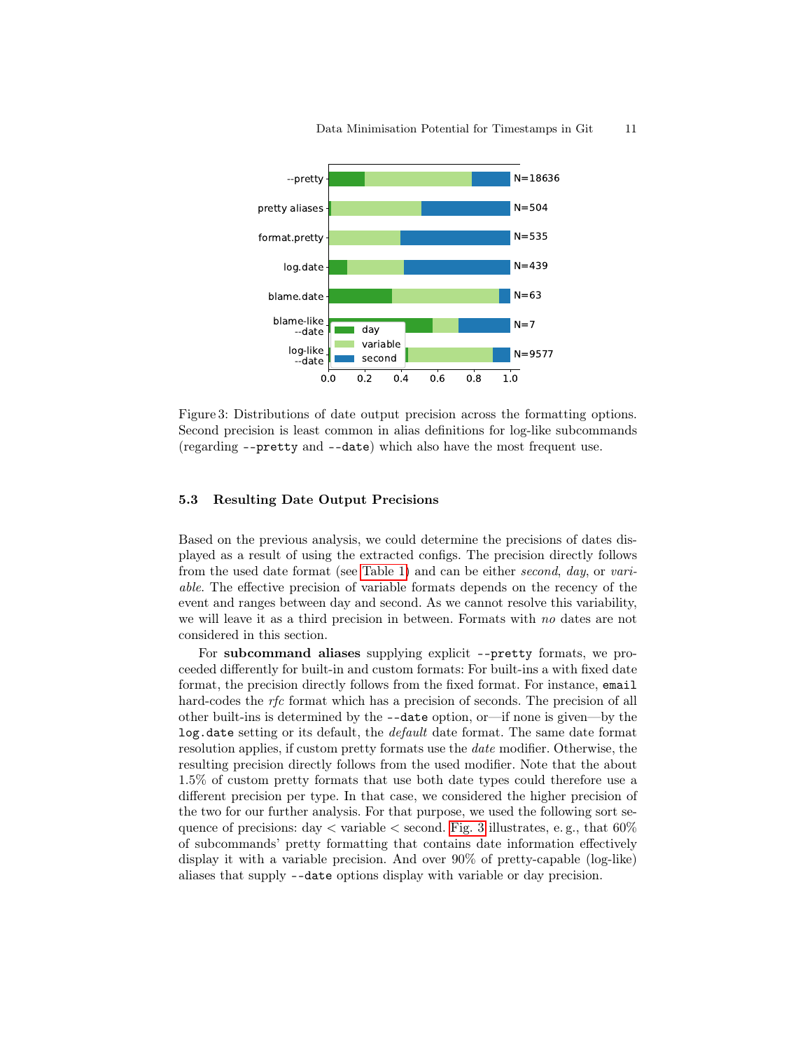Figure 3: Distributions of date output precision across the formatting options. Second precision is least common in alias definitions for log-like subcommands (regarding `--pretty` and `--date`) which also have the most frequent use.

### 5.3 Resulting Date Output Precisions

Based on the previous analysis, we could determine the precisions of dates displayed as a result of using the extracted configs. The precision directly follows from the used date format (see Table 1) and can be either *second*, *day*, or *variable*. The effective precision of variable formats depends on the recency of the event and ranges between day and second. As we cannot resolve this variability, we will leave it as a third precision in between. Formats with *no* dates are not considered in this section.

For **subcommand aliases** supplying explicit `--pretty` formats, we proceeded differently for built-in and custom formats: For built-ins a with fixed date format, the precision directly follows from the fixed format. For instance, `email` hard-codes the *rfc* format which has a precision of seconds. The precision of all other built-ins is determined by the `--date` option, or—if none is given—by the `log.date` setting or its default, the *default* date format. The same date format resolution applies, if custom pretty formats use the *date* modifier. Otherwise, the resulting precision directly follows from the used modifier. Note that the about 1.5% of custom pretty formats that use both date types could therefore use a different precision per type. In that case, we considered the higher precision of the two for our further analysis. For that purpose, we used the following sort sequence of precisions: day < variable < second. Fig. 3 illustrates, e. g., that 60% of subcommands' pretty formatting that contains date information effectively display it with a variable precision. And over 90% of pretty-capable (log-like) aliases that supply `--date` options display with variable or day precision.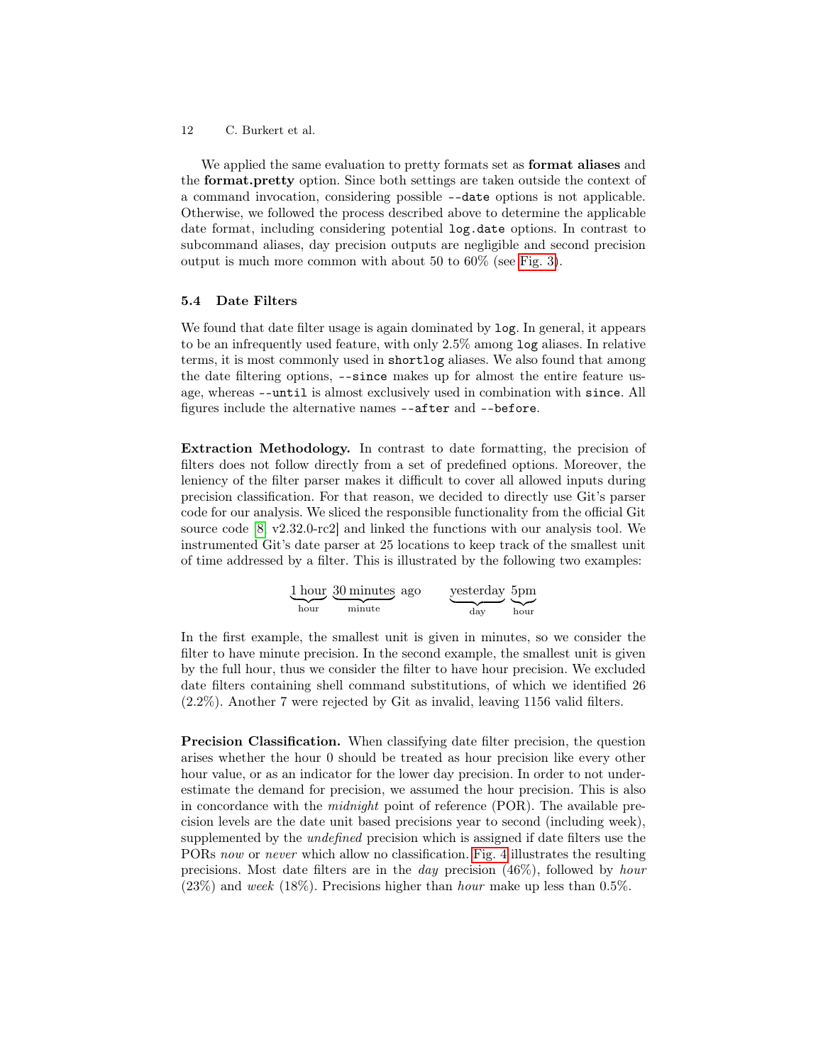We applied the same evaluation to pretty formats set as **format aliases** and the **format.pretty** option. Since both settings are taken outside the context of a command invocation, considering possible `--date` options is not applicable. Otherwise, we followed the process described above to determine the applicable date format, including considering potential `log.date` options. In contrast to subcommand aliases, day precision outputs are negligible and second precision output is much more common with about 50 to 60% (see Fig. 3).

### 5.4 Date Filters

We found that date filter usage is again dominated by `log`. In general, it appears to be an infrequently used feature, with only 2.5% among `log` aliases. In relative terms, it is most commonly used in `shortlog` aliases. We also found that among the date filtering options, `--since` makes up for almost the entire feature usage, whereas `--until` is almost exclusively used in combination with `since`. All figures include the alternative names `--after` and `--before`.

**Extraction Methodology.** In contrast to date formatting, the precision of filters does not follow directly from a set of predefined options. Moreover, the leniency of the filter parser makes it difficult to cover all allowed inputs during precision classification. For that reason, we decided to directly use Git's parser code for our analysis. We sliced the responsible functionality from the official Git source code [8, v2.32.0-rc2] and linked the functions with our analysis tool. We instrumented Git's date parser at 25 locations to keep track of the smallest unit of time addressed by a filter. This is illustrated by the following two examples:

$$\underbrace{\text{1 hour}}_{\text{hour}}\ \underbrace{\text{30 minutes}}_{\text{minute}}\ \text{ago} \qquad \underbrace{\text{yesterday}}_{\text{day}}\ \underbrace{\text{5pm}}_{\text{hour}}$$

In the first example, the smallest unit is given in minutes, so we consider the filter to have minute precision. In the second example, the smallest unit is given by the full hour, thus we consider the filter to have hour precision. We excluded date filters containing shell command substitutions, of which we identified 26 (2.2%). Another 7 were rejected by Git as invalid, leaving 1156 valid filters.

**Precision Classification.** When classifying date filter precision, the question arises whether the hour 0 should be treated as hour precision like every other hour value, or as an indicator for the lower day precision. In order to not underestimate the demand for precision, we assumed the hour precision. This is also in concordance with the *midnight* point of reference (POR). The available precision levels are the date unit based precisions year to second (including week), supplemented by the *undefined* precision which is assigned if date filters use the PORs *now* or *never* which allow no classification. Fig. 4 illustrates the resulting precisions. Most date filters are in the *day* precision (46%), followed by *hour* (23%) and *week* (18%). Precisions higher than *hour* make up less than 0.5%.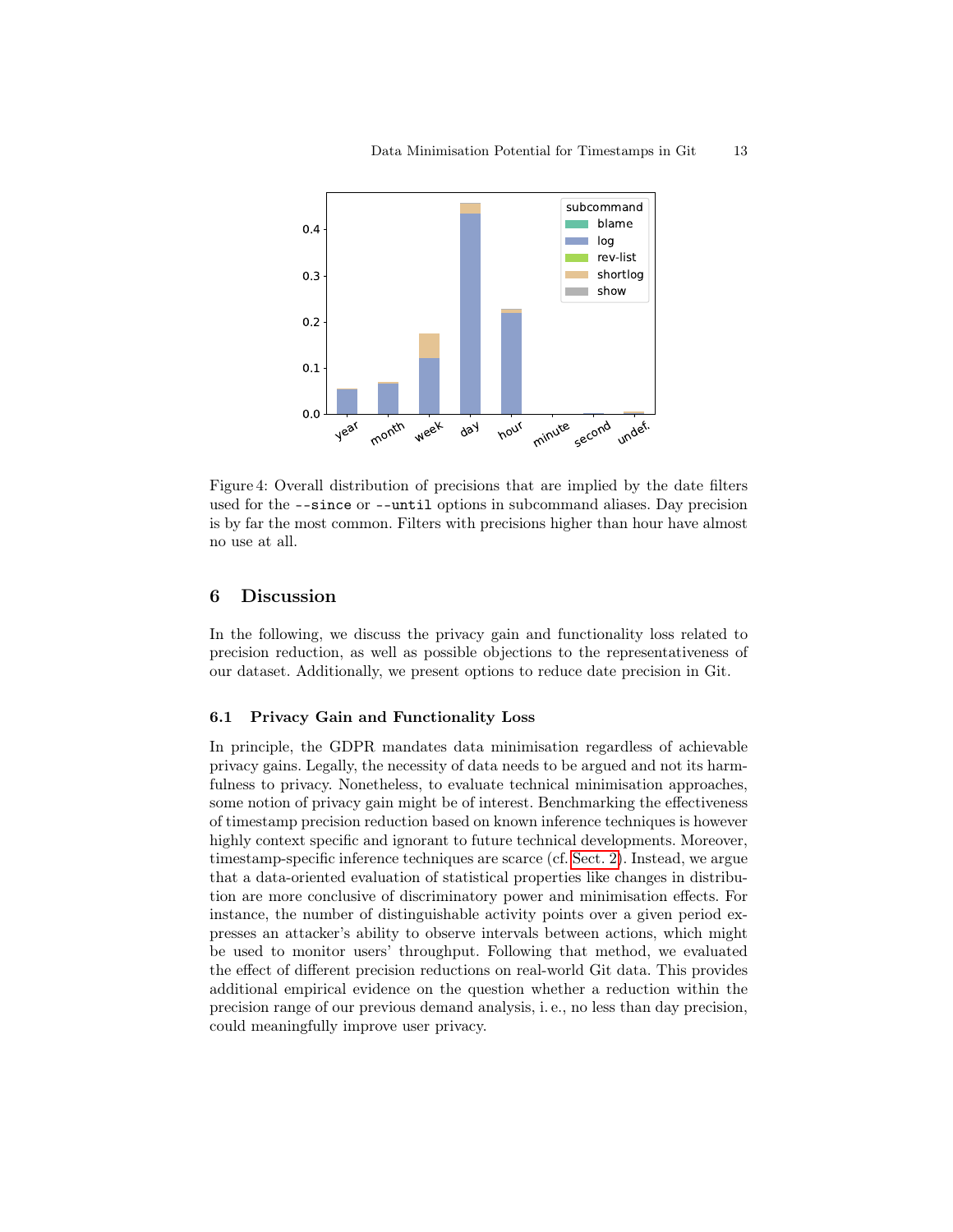Figure 4: Overall distribution of precisions that are implied by the date filters used for the `--since` or `--until` options in subcommand aliases. Day precision is by far the most common. Filters with precisions higher than hour have almost no use at all.

## 6 Discussion

In the following, we discuss the privacy gain and functionality loss related to precision reduction, as well as possible objections to the representativeness of our dataset. Additionally, we present options to reduce date precision in Git.

### 6.1 Privacy Gain and Functionality Loss

In principle, the GDPR mandates data minimisation regardless of achievable privacy gains. Legally, the necessity of data needs to be argued and not its harmfulness to privacy. Nonetheless, to evaluate technical minimisation approaches, some notion of privacy gain might be of interest. Benchmarking the effectiveness of timestamp precision reduction based on known inference techniques is however highly context specific and ignorant to future technical developments. Moreover, timestamp-specific inference techniques are scarce (cf. Sect. 2). Instead, we argue that a data-oriented evaluation of statistical properties like changes in distribution are more conclusive of discriminatory power and minimisation effects. For instance, the number of distinguishable activity points over a given period expresses an attacker's ability to observe intervals between actions, which might be used to monitor users' throughput. Following that method, we evaluated the effect of different precision reductions on real-world Git data. This provides additional empirical evidence on the question whether a reduction within the precision range of our previous demand analysis, i. e., no less than day precision, could meaningfully improve user privacy.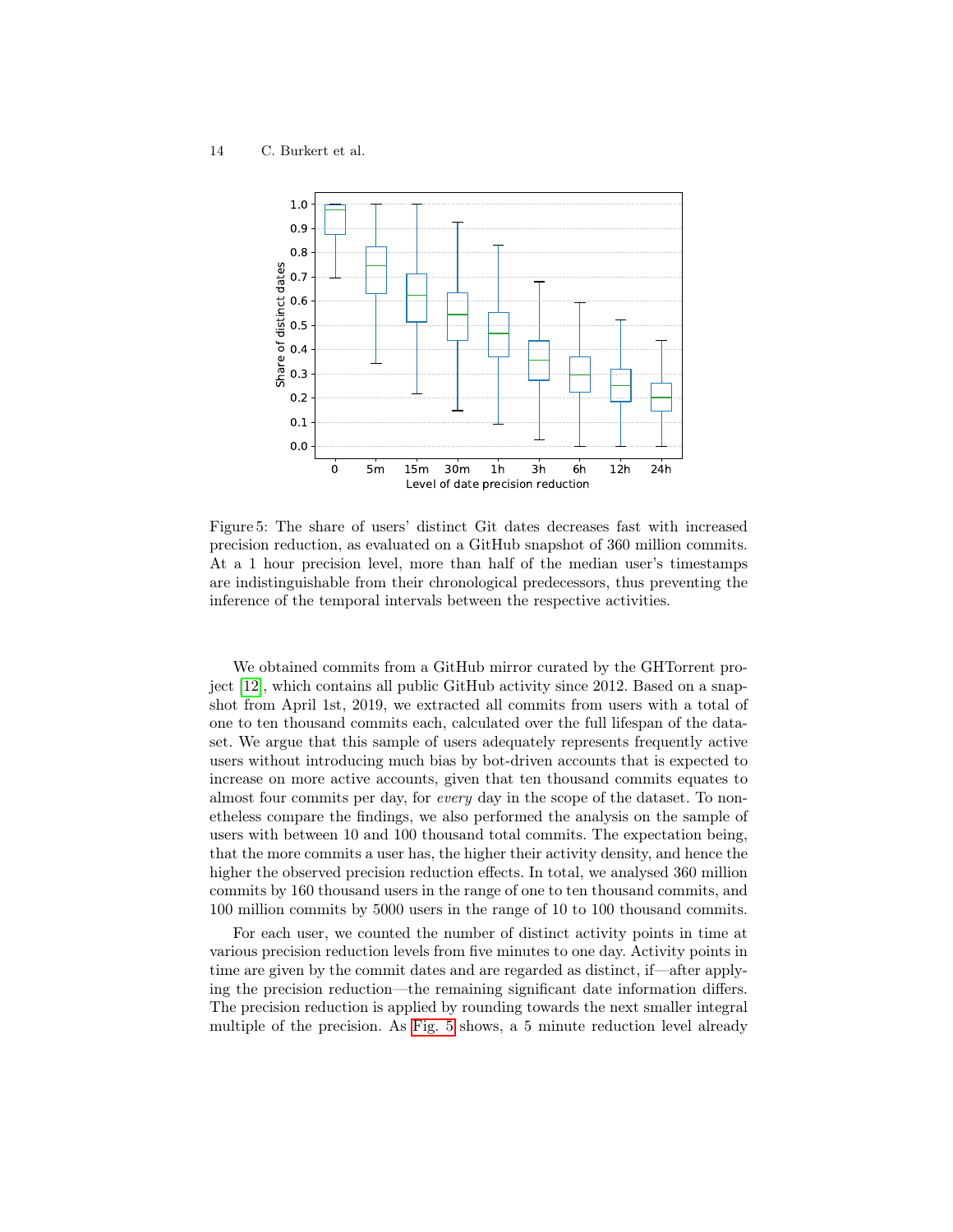Figure 5: The share of users' distinct Git dates decreases fast with increased precision reduction, as evaluated on a GitHub snapshot of 360 million commits. At a 1 hour precision level, more than half of the median user's timestamps are indistinguishable from their chronological predecessors, thus preventing the inference of the temporal intervals between the respective activities.

We obtained commits from a GitHub mirror curated by the GHTorrent project [12], which contains all public GitHub activity since 2012. Based on a snapshot from April 1st, 2019, we extracted all commits from users with a total of one to ten thousand commits each, calculated over the full lifespan of the dataset. We argue that this sample of users adequately represents frequently active users without introducing much bias by bot-driven accounts that is expected to increase on more active accounts, given that ten thousand commits equates to almost four commits per day, for *every* day in the scope of the dataset. To nonetheless compare the findings, we also performed the analysis on the sample of users with between 10 and 100 thousand total commits. The expectation being, that the more commits a user has, the higher their activity density, and hence the higher the observed precision reduction effects. In total, we analysed 360 million commits by 160 thousand users in the range of one to ten thousand commits, and 100 million commits by 5000 users in the range of 10 to 100 thousand commits.

For each user, we counted the number of distinct activity points in time at various precision reduction levels from five minutes to one day. Activity points in time are given by the commit dates and are regarded as distinct, if—after applying the precision reduction—the remaining significant date information differs. The precision reduction is applied by rounding towards the next smaller integral multiple of the precision. As Fig. 5 shows, a 5 minute reduction level already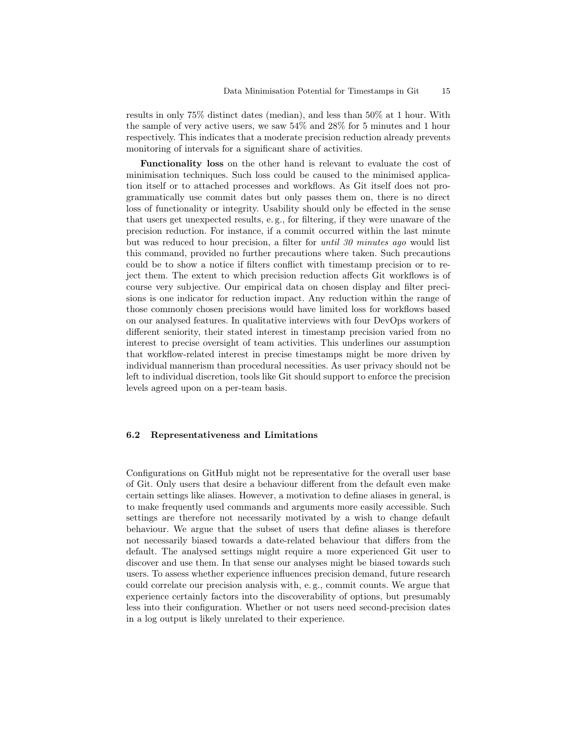results in only 75% distinct dates (median), and less than 50% at 1 hour. With the sample of very active users, we saw 54% and 28% for 5 minutes and 1 hour respectively. This indicates that a moderate precision reduction already prevents monitoring of intervals for a significant share of activities.

**Functionality loss** on the other hand is relevant to evaluate the cost of minimisation techniques. Such loss could be caused to the minimised application itself or to attached processes and workflows. As Git itself does not programmatically use commit dates but only passes them on, there is no direct loss of functionality or integrity. Usability should only be effected in the sense that users get unexpected results, e. g., for filtering, if they were unaware of the precision reduction. For instance, if a commit occurred within the last minute but was reduced to hour precision, a filter for *until 30 minutes ago* would list this command, provided no further precautions where taken. Such precautions could be to show a notice if filters conflict with timestamp precision or to reject them. The extent to which precision reduction affects Git workflows is of course very subjective. Our empirical data on chosen display and filter precisions is one indicator for reduction impact. Any reduction within the range of those commonly chosen precisions would have limited loss for workflows based on our analysed features. In qualitative interviews with four DevOps workers of different seniority, their stated interest in timestamp precision varied from no interest to precise oversight of team activities. This underlines our assumption that workflow-related interest in precise timestamps might be more driven by individual mannerism than procedural necessities. As user privacy should not be left to individual discretion, tools like Git should support to enforce the precision levels agreed upon on a per-team basis.

### 6.2 Representativeness and Limitations

Configurations on GitHub might not be representative for the overall user base of Git. Only users that desire a behaviour different from the default even make certain settings like aliases. However, a motivation to define aliases in general, is to make frequently used commands and arguments more easily accessible. Such settings are therefore not necessarily motivated by a wish to change default behaviour. We argue that the subset of users that define aliases is therefore not necessarily biased towards a date-related behaviour that differs from the default. The analysed settings might require a more experienced Git user to discover and use them. In that sense our analyses might be biased towards such users. To assess whether experience influences precision demand, future research could correlate our precision analysis with, e. g., commit counts. We argue that experience certainly factors into the discoverability of options, but presumably less into their configuration. Whether or not users need second-precision dates in a log output is likely unrelated to their experience.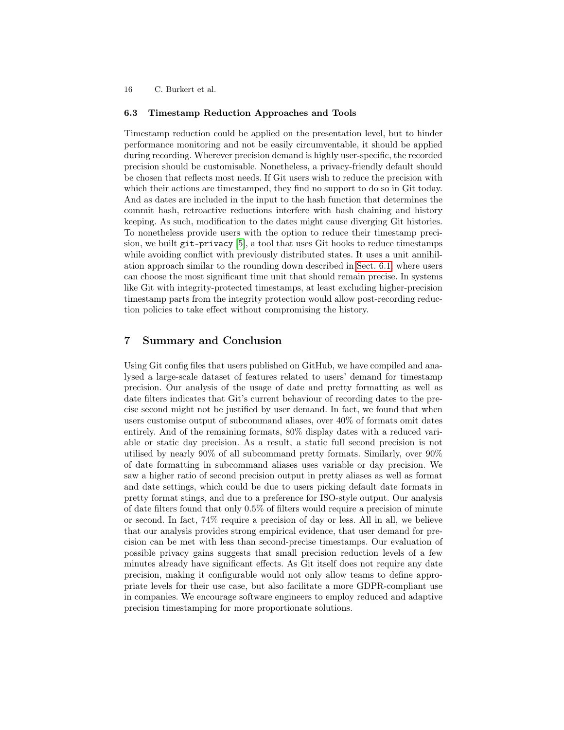### 6.3 Timestamp Reduction Approaches and Tools

Timestamp reduction could be applied on the presentation level, but to hinder performance monitoring and not be easily circumventable, it should be applied during recording. Wherever precision demand is highly user-specific, the recorded precision should be customisable. Nonetheless, a privacy-friendly default should be chosen that reflects most needs. If Git users wish to reduce the precision with which their actions are timestamped, they find no support to do so in Git today. And as dates are included in the input to the hash function that determines the commit hash, retroactive reductions interfere with hash chaining and history keeping. As such, modification to the dates might cause diverging Git histories. To nonetheless provide users with the option to reduce their timestamp precision, we built `git-privacy` [5], a tool that uses Git hooks to reduce timestamps while avoiding conflict with previously distributed states. It uses a unit annihilation approach similar to the rounding down described in Sect. 6.1, where users can choose the most significant time unit that should remain precise. In systems like Git with integrity-protected timestamps, at least excluding higher-precision timestamp parts from the integrity protection would allow post-recording reduction policies to take effect without compromising the history.

## 7 Summary and Conclusion

Using Git config files that users published on GitHub, we have compiled and analysed a large-scale dataset of features related to users' demand for timestamp precision. Our analysis of the usage of date and pretty formatting as well as date filters indicates that Git's current behaviour of recording dates to the precise second might not be justified by user demand. In fact, we found that when users customise output of subcommand aliases, over 40% of formats omit dates entirely. And of the remaining formats, 80% display dates with a reduced variable or static day precision. As a result, a static full second precision is not utilised by nearly 90% of all subcommand pretty formats. Similarly, over 90% of date formatting in subcommand aliases uses variable or day precision. We saw a higher ratio of second precision output in pretty aliases as well as format and date settings, which could be due to users picking default date formats in pretty format stings, and due to a preference for ISO-style output. Our analysis of date filters found that only 0.5% of filters would require a precision of minute or second. In fact, 74% require a precision of day or less. All in all, we believe that our analysis provides strong empirical evidence, that user demand for precision can be met with less than second-precise timestamps. Our evaluation of possible privacy gains suggests that small precision reduction levels of a few minutes already have significant effects. As Git itself does not require any date precision, making it configurable would not only allow teams to define appropriate levels for their use case, but also facilitate a more GDPR-compliant use in companies. We encourage software engineers to employ reduced and adaptive precision timestamping for more proportionate solutions.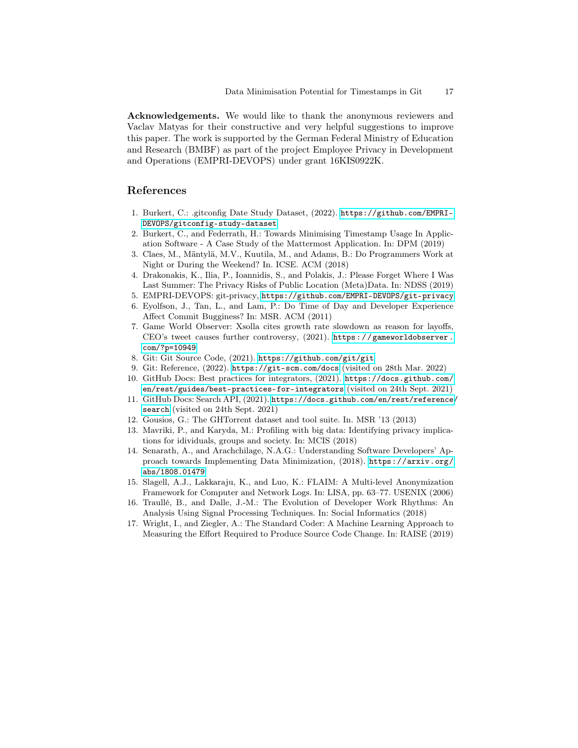**Acknowledgements.** We would like to thank the anonymous reviewers and Vaclav Matyas for their constructive and very helpful suggestions to improve this paper. The work is supported by the German Federal Ministry of Education and Research (BMBF) as part of the project Employee Privacy in Development and Operations (EMPRI-DEVOPS) under grant 16KIS0922K.

## References

1. Burkert, C.: .gitconfig Date Study Dataset, (2022). https://github.com/EMPRI-DEVOPS/gitconfig-study-dataset
2. Burkert, C., and Federrath, H.: Towards Minimising Timestamp Usage In Application Software - A Case Study of the Mattermost Application. In: DPM (2019)
3. Claes, M., Mäntylä, M.V., Kuutila, M., and Adams, B.: Do Programmers Work at Night or During the Weekend? In. ICSE. ACM (2018)
4. Drakonakis, K., Ilia, P., Ioannidis, S., and Polakis, J.: Please Forget Where I Was Last Summer: The Privacy Risks of Public Location (Meta)Data. In: NDSS (2019)
5. EMPRI-DEVOPS: git-privacy, https://github.com/EMPRI-DEVOPS/git-privacy
6. Eyolfson, J., Tan, L., and Lam, P.: Do Time of Day and Developer Experience Affect Commit Bugginess? In: MSR. ACM (2011)
7. Game World Observer: Xsolla cites growth rate slowdown as reason for layoffs, CEO's tweet causes further controversy, (2021). https://gameworldobserver.com/?p=10949
8. Git: Git Source Code, (2021). https://github.com/git/git
9. Git: Reference, (2022). https://git-scm.com/docs (visited on 28th Mar. 2022)
10. GitHub Docs: Best practices for integrators, (2021). https://docs.github.com/en/rest/guides/best-practices-for-integrators (visited on 24th Sept. 2021)
11. GitHub Docs: Search API, (2021). https://docs.github.com/en/rest/reference/search (visited on 24th Sept. 2021)
12. Gousios, G.: The GHTorrent dataset and tool suite. In. MSR '13 (2013)
13. Mavriki, P., and Karyda, M.: Profiling with big data: Identifying privacy implications for idividuals, groups and society. In: MCIS (2018)
14. Senarath, A., and Arachchilage, N.A.G.: Understanding Software Developers' Approach towards Implementing Data Minimization, (2018). https://arxiv.org/abs/1808.01479
15. Slagell, A.J., Lakkaraju, K., and Luo, K.: FLAIM: A Multi-level Anonymization Framework for Computer and Network Logs. In: LISA, pp. 63–77. USENIX (2006)
16. Traullé, B., and Dalle, J.-M.: The Evolution of Developer Work Rhythms: An Analysis Using Signal Processing Techniques. In: Social Informatics (2018)
17. Wright, I., and Ziegler, A.: The Standard Coder: A Machine Learning Approach to Measuring the Effort Required to Produce Source Code Change. In: RAISE (2019)